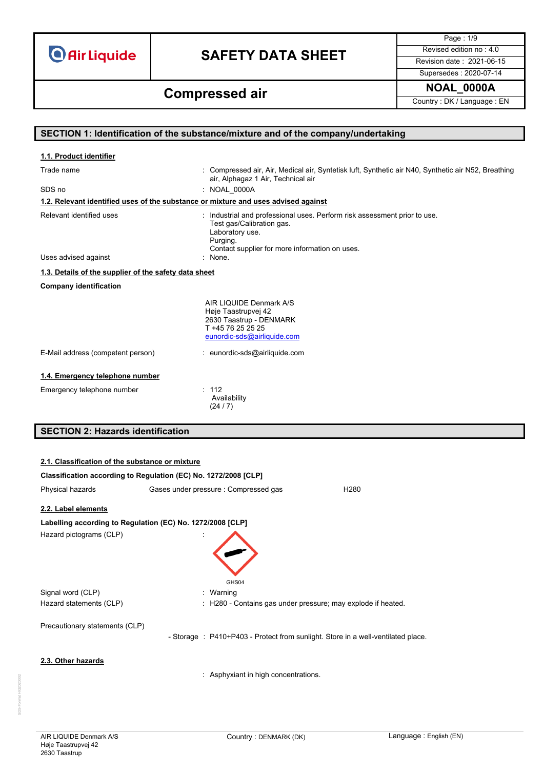# SAFETY DATA SHEET

## Compressed air

| | |
|---|---|
| Revised edition no : 4.0 | |
| Revision date : 2021-06-15 | |
| Supersedes : 2020-07-14 | |
| NOAL_0000A | |
| Country : DK / Language : EN | |

## SECTION 1: Identification of the substance/mixture and of the company/undertaking

### 1.1. Product identifier

Trade name : Compressed air, Air, Medical air, Syntetisk luft, Synthetic air N40, Synthetic air N52, Breathing air, Alphagaz 1 Air, Technical air

SDS no : NOAL_0000A

### 1.2. Relevant identified uses of the substance or mixture and uses advised against

Relevant identified uses : Industrial and professional uses. Perform risk assessment prior to use.
Test gas/Calibration gas.
Laboratory use.
Purging.
Contact supplier for more information on uses.

Uses advised against : None.

### 1.3. Details of the supplier of the safety data sheet

**Company identification**

AIR LIQUIDE Denmark A/S
Høje Taastrupvej 42
2630 Taastrup - DENMARK
T +45 76 25 25 25
eunordic-sds@airliquide.com

E-Mail address (competent person) : eunordic-sds@airliquide.com

### 1.4. Emergency telephone number

Emergency telephone number : 112
Availability
(24 / 7)

## SECTION 2: Hazards identification

### 2.1. Classification of the substance or mixture

**Classification according to Regulation (EC) No. 1272/2008 [CLP]**

| Physical hazards | Gases under pressure : Compressed gas | H280 |
|---|---|---|

### 2.2. Label elements

**Labelling according to Regulation (EC) No. 1272/2008 [CLP]**

Hazard pictograms (CLP) :

GHS04

Signal word (CLP) : Warning

Hazard statements (CLP) : H280 - Contains gas under pressure; may explode if heated.

Precautionary statements (CLP)

- Storage : P410+P403 - Protect from sunlight. Store in a well-ventilated place.

### 2.3. Other hazards

: Asphyxiant in high concentrations.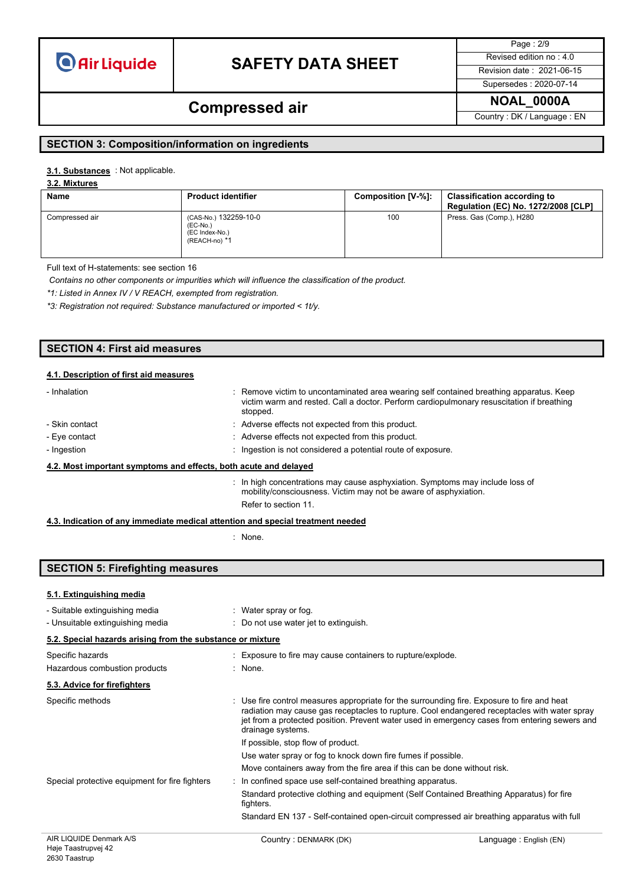## SECTION 3: Composition/information on ingredients

**3.1. Substances** : Not applicable.

**3.2. Mixtures**

| Name | Product identifier | Composition [V-%]: | Classification according to Regulation (EC) No. 1272/2008 [CLP] |
|---|---|---|---|
| Compressed air | (CAS-No.) 132259-10-0<br>(EC-No.)<br>(EC Index-No.)<br>(REACH-no) *1 | 100 | Press. Gas (Comp.), H280 |

Full text of H-statements: see section 16

*Contains no other components or impurities which will influence the classification of the product.*

*\*1: Listed in Annex IV / V REACH, exempted from registration.*

*\*3: Registration not required: Substance manufactured or imported < 1t/y.*

## SECTION 4: First aid measures

**4.1. Description of first aid measures**

- Inhalation : Remove victim to uncontaminated area wearing self contained breathing apparatus. Keep victim warm and rested. Call a doctor. Perform cardiopulmonary resuscitation if breathing stopped.
- Skin contact : Adverse effects not expected from this product.
- Eye contact : Adverse effects not expected from this product.
- Ingestion : Ingestion is not considered a potential route of exposure.

**4.2. Most important symptoms and effects, both acute and delayed**

: In high concentrations may cause asphyxiation. Symptoms may include loss of mobility/consciousness. Victim may not be aware of asphyxiation.

Refer to section 11.

**4.3. Indication of any immediate medical attention and special treatment needed**

: None.

## SECTION 5: Firefighting measures

**5.1. Extinguishing media**

- Suitable extinguishing media : Water spray or fog.
- Unsuitable extinguishing media : Do not use water jet to extinguish.

**5.2. Special hazards arising from the substance or mixture**

Specific hazards : Exposure to fire may cause containers to rupture/explode.

Hazardous combustion products : None.

**5.3. Advice for firefighters**

Specific methods : Use fire control measures appropriate for the surrounding fire. Exposure to fire and heat radiation may cause gas receptacles to rupture. Cool endangered receptacles with water spray jet from a protected position. Prevent water used in emergency cases from entering sewers and drainage systems.

If possible, stop flow of product.

Use water spray or fog to knock down fire fumes if possible.

Move containers away from the fire area if this can be done without risk.

Special protective equipment for fire fighters : In confined space use self-contained breathing apparatus.

Standard protective clothing and equipment (Self Contained Breathing Apparatus) for fire fighters.

Standard EN 137 - Self-contained open-circuit compressed air breathing apparatus with full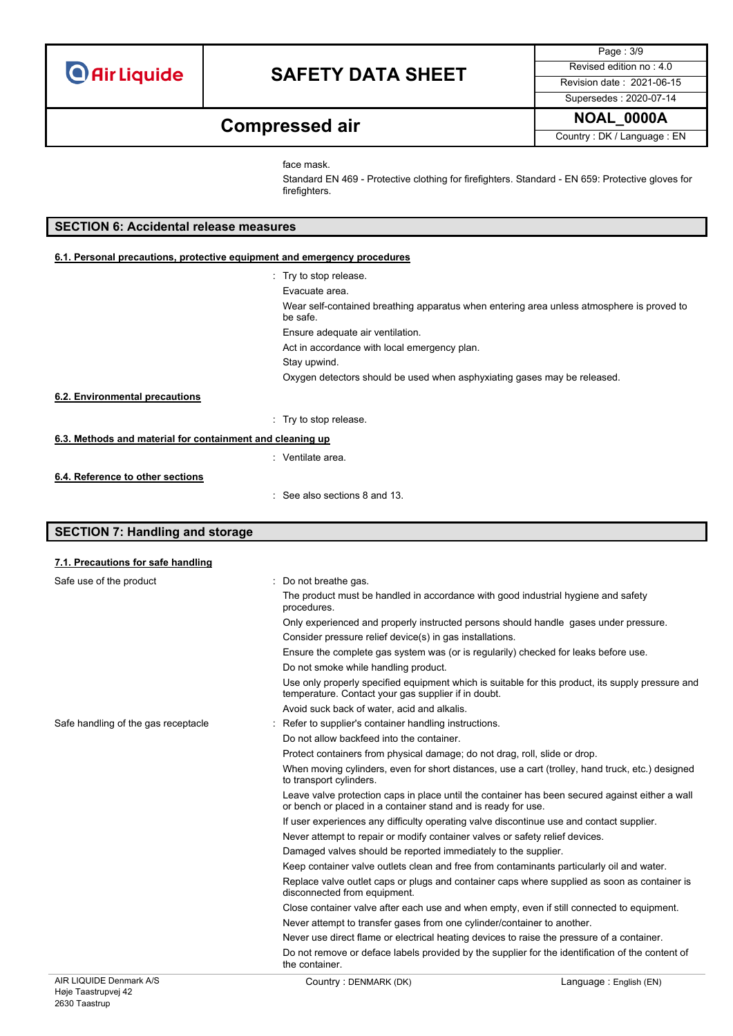face mask.

Standard EN 469 - Protective clothing for firefighters. Standard - EN 659: Protective gloves for firefighters.

## SECTION 6: Accidental release measures

### 6.1. Personal precautions, protective equipment and emergency procedures

: Try to stop release.

Evacuate area.

Wear self-contained breathing apparatus when entering area unless atmosphere is proved to be safe.

Ensure adequate air ventilation.

Act in accordance with local emergency plan.

Stay upwind.

Oxygen detectors should be used when asphyxiating gases may be released.

### 6.2. Environmental precautions

: Try to stop release.

### 6.3. Methods and material for containment and cleaning up

: Ventilate area.

### 6.4. Reference to other sections

: See also sections 8 and 13.

## SECTION 7: Handling and storage

### 7.1. Precautions for safe handling

Safe use of the product : Do not breathe gas.

The product must be handled in accordance with good industrial hygiene and safety procedures.

Only experienced and properly instructed persons should handle gases under pressure.

Consider pressure relief device(s) in gas installations.

Ensure the complete gas system was (or is regularily) checked for leaks before use.

Do not smoke while handling product.

Use only properly specified equipment which is suitable for this product, its supply pressure and temperature. Contact your gas supplier if in doubt.

Avoid suck back of water, acid and alkalis.

Safe handling of the gas receptacle : Refer to supplier's container handling instructions.

Do not allow backfeed into the container.

Protect containers from physical damage; do not drag, roll, slide or drop.

When moving cylinders, even for short distances, use a cart (trolley, hand truck, etc.) designed to transport cylinders.

Leave valve protection caps in place until the container has been secured against either a wall or bench or placed in a container stand and is ready for use.

If user experiences any difficulty operating valve discontinue use and contact supplier.

Never attempt to repair or modify container valves or safety relief devices.

Damaged valves should be reported immediately to the supplier.

Keep container valve outlets clean and free from contaminants particularly oil and water.

Replace valve outlet caps or plugs and container caps where supplied as soon as container is disconnected from equipment.

Close container valve after each use and when empty, even if still connected to equipment.

Never attempt to transfer gases from one cylinder/container to another.

Never use direct flame or electrical heating devices to raise the pressure of a container.

Do not remove or deface labels provided by the supplier for the identification of the content of the container.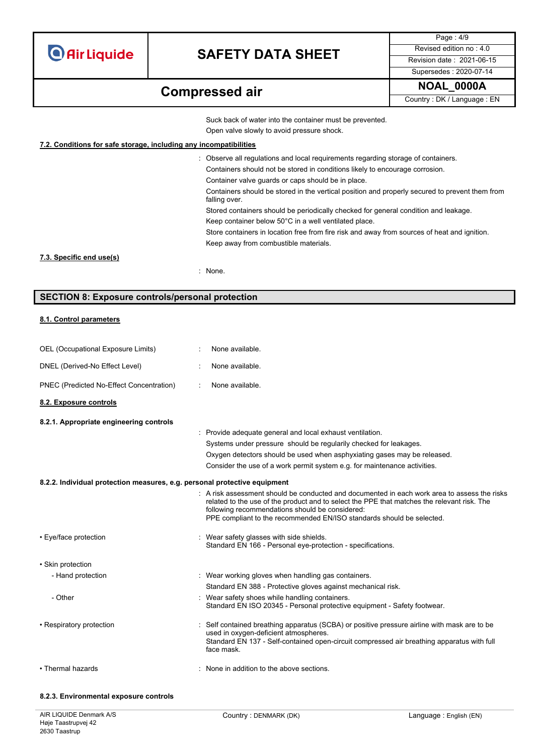Suck back of water into the container must be prevented.
Open valve slowly to avoid pressure shock.

**7.2. Conditions for safe storage, including any incompatibilities**

: Observe all regulations and local requirements regarding storage of containers.
Containers should not be stored in conditions likely to encourage corrosion.
Container valve guards or caps should be in place.
Containers should be stored in the vertical position and properly secured to prevent them from falling over.
Stored containers should be periodically checked for general condition and leakage.
Keep container below 50°C in a well ventilated place.
Store containers in location free from fire risk and away from sources of heat and ignition.
Keep away from combustible materials.

**7.3. Specific end use(s)**

: None.

## SECTION 8: Exposure controls/personal protection

**8.1. Control parameters**

OEL (Occupational Exposure Limits) : None available.

DNEL (Derived-No Effect Level) : None available.

PNEC (Predicted No-Effect Concentration) : None available.

**8.2. Exposure controls**

**8.2.1. Appropriate engineering controls**

: Provide adequate general and local exhaust ventilation.
Systems under pressure should be regularily checked for leakages.
Oxygen detectors should be used when asphyxiating gases may be released.
Consider the use of a work permit system e.g. for maintenance activities.

**8.2.2. Individual protection measures, e.g. personal protective equipment**

: A risk assessment should be conducted and documented in each work area to assess the risks related to the use of the product and to select the PPE that matches the relevant risk. The following recommendations should be considered:
PPE compliant to the recommended EN/ISO standards should be selected.

• Eye/face protection : Wear safety glasses with side shields.
Standard EN 166 - Personal eye-protection - specifications.

• Skin protection

- Hand protection : Wear working gloves when handling gas containers.
Standard EN 388 - Protective gloves against mechanical risk.
- Other : Wear safety shoes while handling containers.
Standard EN ISO 20345 - Personal protective equipment - Safety footwear.

• Respiratory protection : Self contained breathing apparatus (SCBA) or positive pressure airline with mask are to be used in oxygen-deficient atmospheres.
Standard EN 137 - Self-contained open-circuit compressed air breathing apparatus with full face mask.

• Thermal hazards : None in addition to the above sections.

**8.2.3. Environmental exposure controls**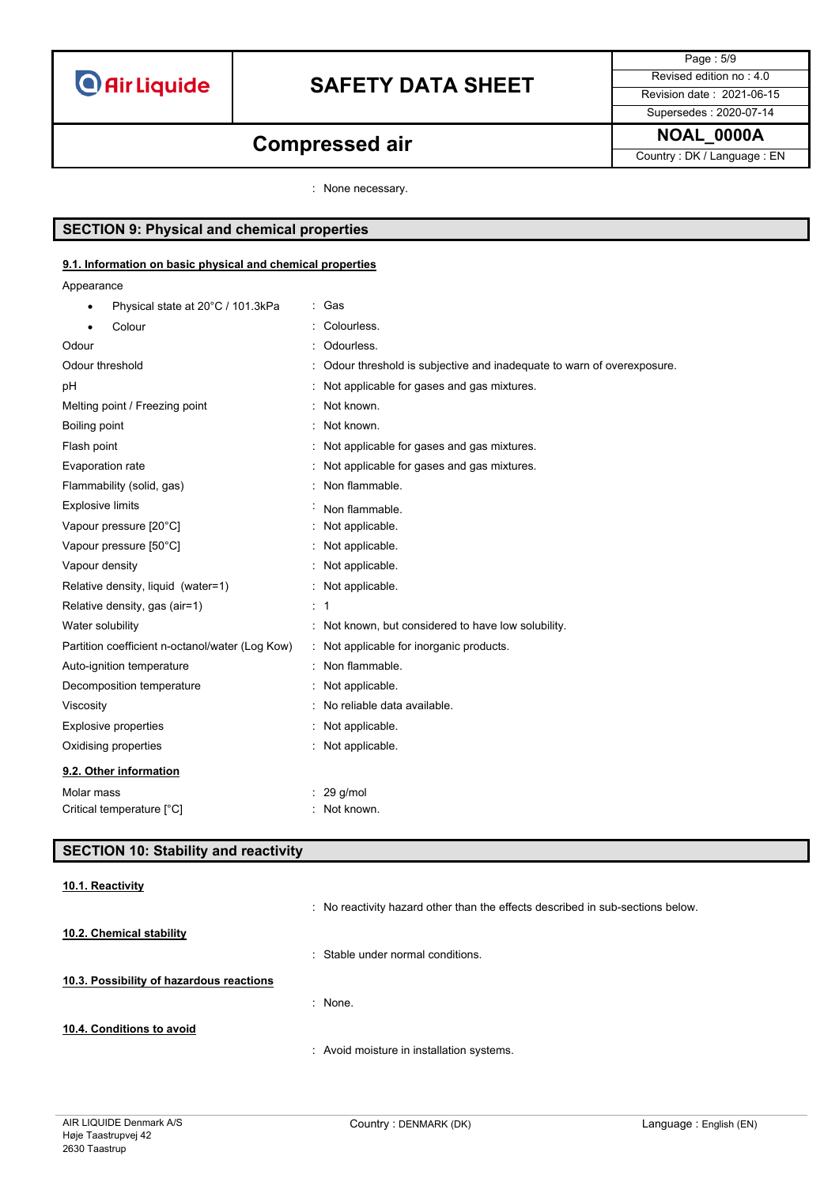: None necessary.

## SECTION 9: Physical and chemical properties

### 9.1. Information on basic physical and chemical properties

Appearance

| | |
|---|---|
| • Physical state at 20°C / 101.3kPa | : Gas |
| • Colour | : Colourless. |
| Odour | : Odourless. |
| Odour threshold | : Odour threshold is subjective and inadequate to warn of overexposure. |
| pH | : Not applicable for gases and gas mixtures. |
| Melting point / Freezing point | : Not known. |
| Boiling point | : Not known. |
| Flash point | : Not applicable for gases and gas mixtures. |
| Evaporation rate | : Not applicable for gases and gas mixtures. |
| Flammability (solid, gas) | : Non flammable. |
| Explosive limits | : Non flammable. |
| Vapour pressure [20°C] | : Not applicable. |
| Vapour pressure [50°C] | : Not applicable. |
| Vapour density | : Not applicable. |
| Relative density, liquid (water=1) | : Not applicable. |
| Relative density, gas (air=1) | : 1 |
| Water solubility | : Not known, but considered to have low solubility. |
| Partition coefficient n-octanol/water (Log Kow) | : Not applicable for inorganic products. |
| Auto-ignition temperature | : Non flammable. |
| Decomposition temperature | : Not applicable. |
| Viscosity | : No reliable data available. |
| Explosive properties | : Not applicable. |
| Oxidising properties | : Not applicable. |

### 9.2. Other information

| | |
|---|---|
| Molar mass | : 29 g/mol |
| Critical temperature [°C] | : Not known. |

## SECTION 10: Stability and reactivity

### 10.1. Reactivity

: No reactivity hazard other than the effects described in sub-sections below.

### 10.2. Chemical stability

: Stable under normal conditions.

### 10.3. Possibility of hazardous reactions

: None.

### 10.4. Conditions to avoid

: Avoid moisture in installation systems.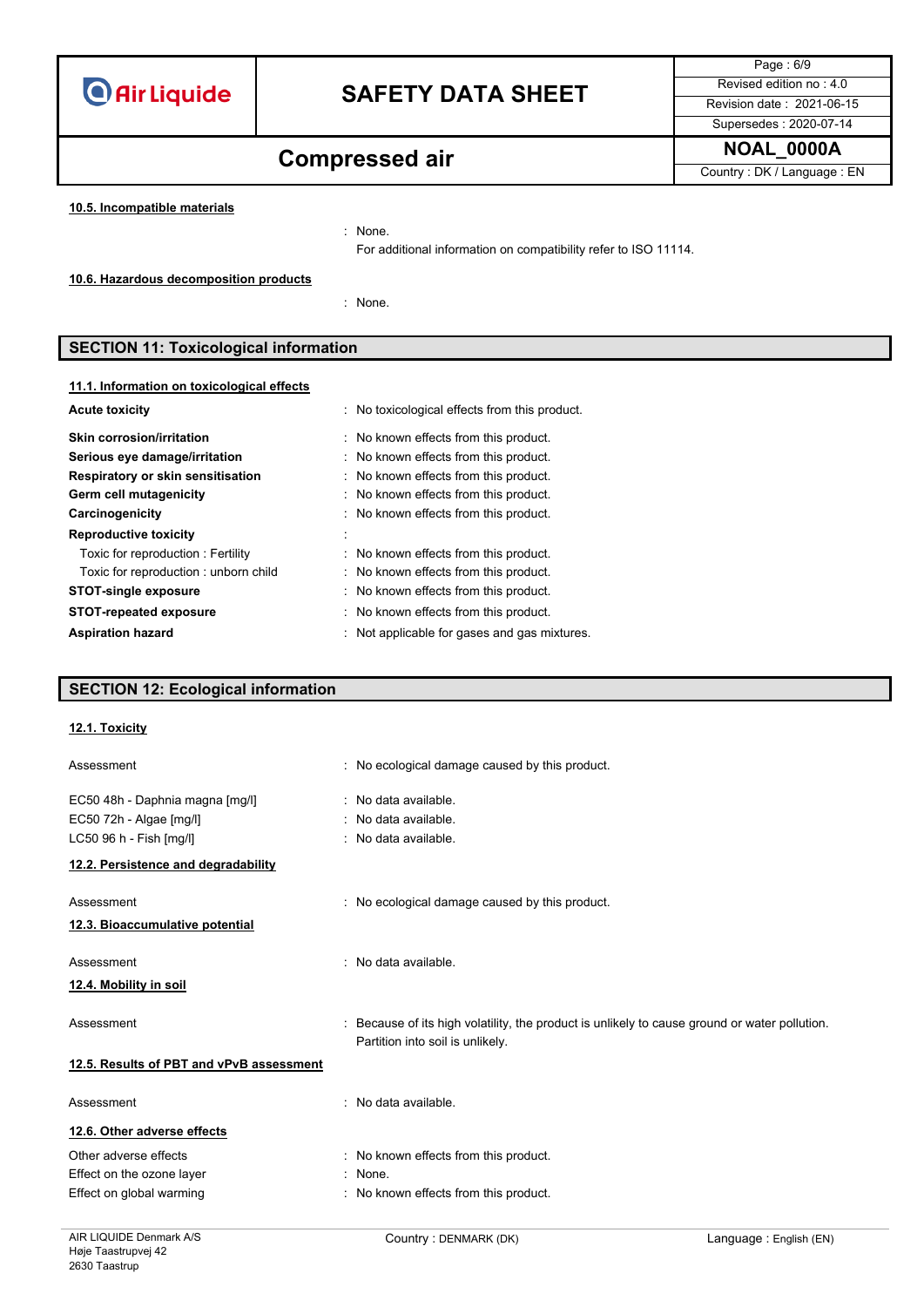#### 10.5. Incompatible materials

: None.
For additional information on compatibility refer to ISO 11114.

#### 10.6. Hazardous decomposition products

: None.

## SECTION 11: Toxicological information

#### 11.1. Information on toxicological effects

| | |
|---|---|
| **Acute toxicity** | : No toxicological effects from this product. |
| **Skin corrosion/irritation** | : No known effects from this product. |
| **Serious eye damage/irritation** | : No known effects from this product. |
| **Respiratory or skin sensitisation** | : No known effects from this product. |
| **Germ cell mutagenicity** | : No known effects from this product. |
| **Carcinogenicity** | : No known effects from this product. |
| **Reproductive toxicity** | : |
| Toxic for reproduction : Fertility | : No known effects from this product. |
| Toxic for reproduction : unborn child | : No known effects from this product. |
| **STOT-single exposure** | : No known effects from this product. |
| **STOT-repeated exposure** | : No known effects from this product. |
| **Aspiration hazard** | : Not applicable for gases and gas mixtures. |

## SECTION 12: Ecological information

#### 12.1. Toxicity

| | |
|---|---|
| Assessment | : No ecological damage caused by this product. |
| EC50 48h - Daphnia magna [mg/l] | : No data available. |
| EC50 72h - Algae [mg/l] | : No data available. |
| LC50 96 h - Fish [mg/l] | : No data available. |

#### 12.2. Persistence and degradability

| | |
|---|---|
| Assessment | : No ecological damage caused by this product. |

#### 12.3. Bioaccumulative potential

| | |
|---|---|
| Assessment | : No data available. |

#### 12.4. Mobility in soil

| | |
|---|---|
| Assessment | : Because of its high volatility, the product is unlikely to cause ground or water pollution. Partition into soil is unlikely. |

#### 12.5. Results of PBT and vPvB assessment

| | |
|---|---|
| Assessment | : No data available. |

#### 12.6. Other adverse effects

| | |
|---|---|
| Other adverse effects | : No known effects from this product. |
| Effect on the ozone layer | : None. |
| Effect on global warming | : No known effects from this product. |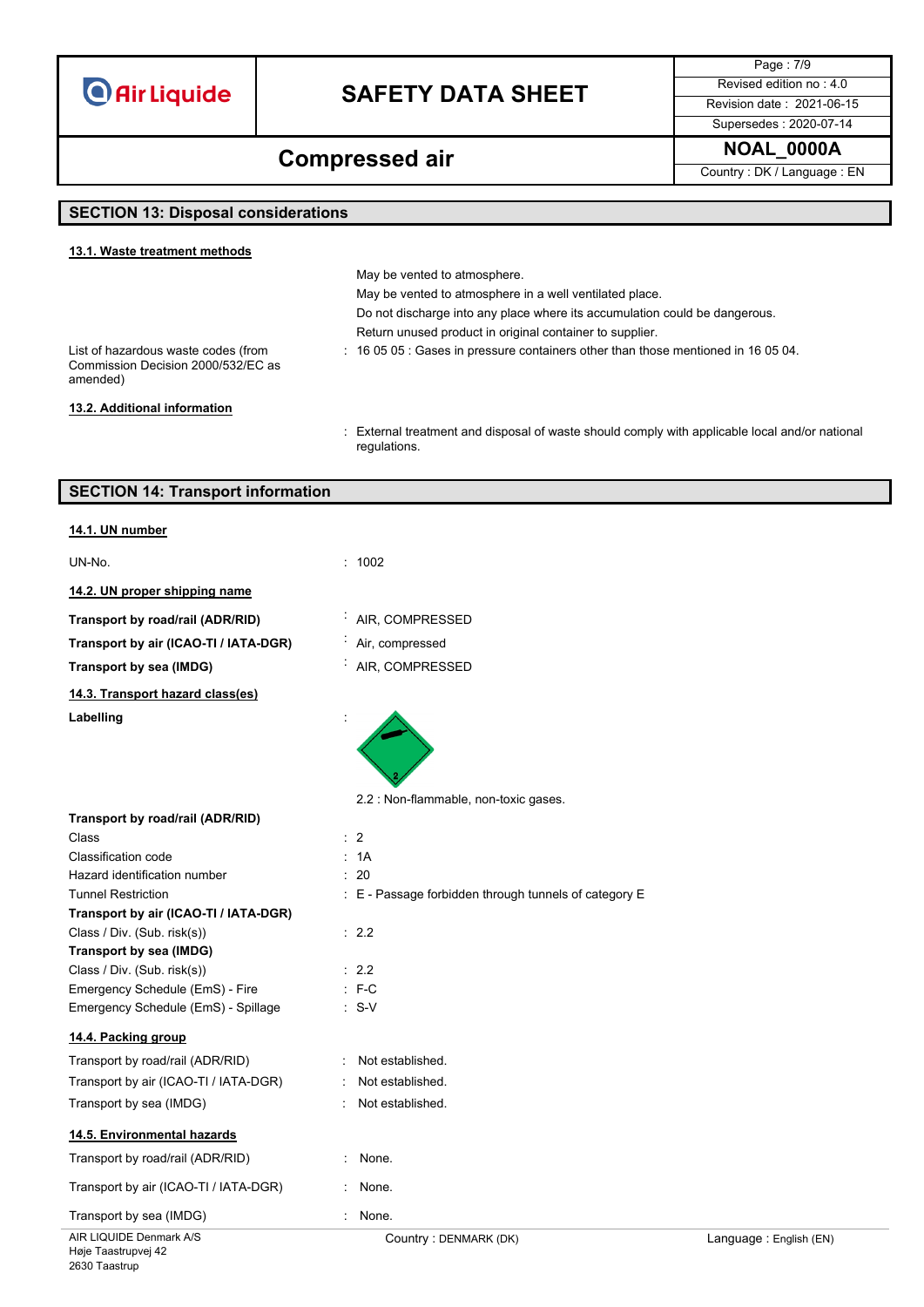## SECTION 13: Disposal considerations

### 13.1. Waste treatment methods

May be vented to atmosphere.
May be vented to atmosphere in a well ventilated place.
Do not discharge into any place where its accumulation could be dangerous.
Return unused product in original container to supplier.

| | | |
|---|---|---|
| List of hazardous waste codes (from Commission Decision 2000/532/EC as amended) | : | 16 05 05 : Gases in pressure containers other than those mentioned in 16 05 04. |

### 13.2. Additional information

: External treatment and disposal of waste should comply with applicable local and/or national regulations.

## SECTION 14: Transport information

### 14.1. UN number

| | | |
|---|---|---|
| UN-No. | : | 1002 |

### 14.2. UN proper shipping name

| | | |
|---|---|---|
| **Transport by road/rail (ADR/RID)** | : | AIR, COMPRESSED |
| **Transport by air (ICAO-TI / IATA-DGR)** | : | Air, compressed |
| **Transport by sea (IMDG)** | : | AIR, COMPRESSED |

### 14.3. Transport hazard class(es)

**Labelling** :

2.2 : Non-flammable, non-toxic gases.

| | | |
|---|---|---|
| **Transport by road/rail (ADR/RID)** | | |
| Class | : | 2 |
| Classification code | : | 1A |
| Hazard identification number | : | 20 |
| Tunnel Restriction | : | E - Passage forbidden through tunnels of category E |
| **Transport by air (ICAO-TI / IATA-DGR)** | | |
| Class / Div. (Sub. risk(s)) | : | 2.2 |
| **Transport by sea (IMDG)** | | |
| Class / Div. (Sub. risk(s)) | : | 2.2 |
| Emergency Schedule (EmS) - Fire | : | F-C |
| Emergency Schedule (EmS) - Spillage | : | S-V |

### 14.4. Packing group

| | | |
|---|---|---|
| Transport by road/rail (ADR/RID) | : | Not established. |
| Transport by air (ICAO-TI / IATA-DGR) | : | Not established. |
| Transport by sea (IMDG) | : | Not established. |

### 14.5. Environmental hazards

| | | |
|---|---|---|
| Transport by road/rail (ADR/RID) | : | None. |
| Transport by air (ICAO-TI / IATA-DGR) | : | None. |
| Transport by sea (IMDG) | : | None. |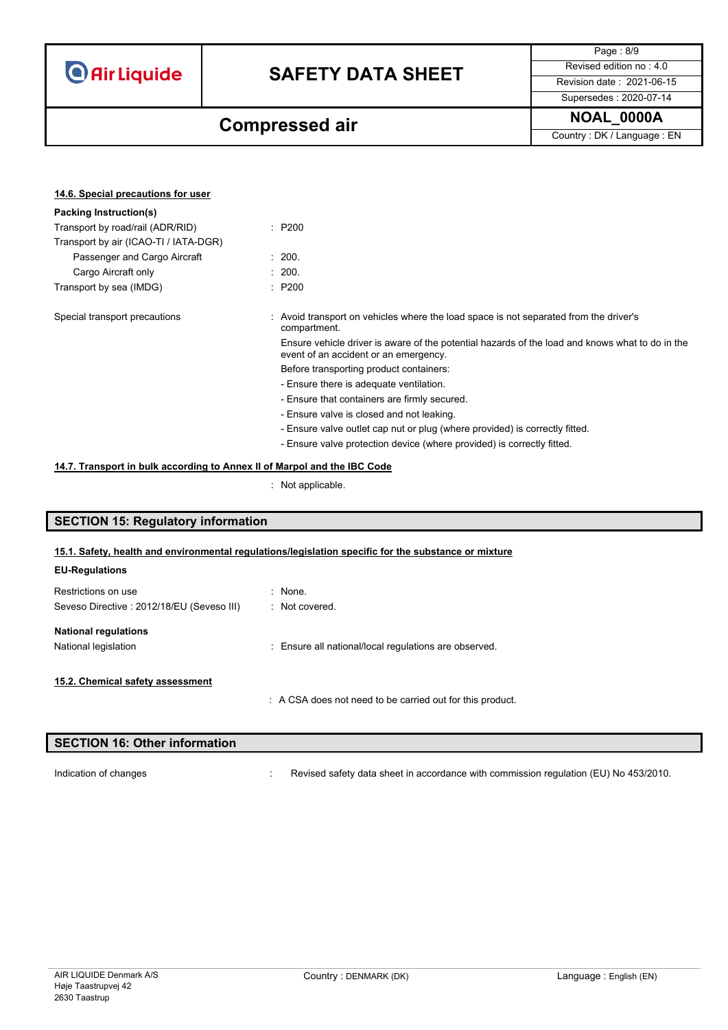#### 14.6. Special precautions for user

**Packing Instruction(s)**

| | |
|---|---|
| Transport by road/rail (ADR/RID) | : P200 |
| Transport by air (ICAO-TI / IATA-DGR) | |
| Passenger and Cargo Aircraft | : 200. |
| Cargo Aircraft only | : 200. |
| Transport by sea (IMDG) | : P200 |

Special transport precautions : Avoid transport on vehicles where the load space is not separated from the driver's compartment.

Ensure vehicle driver is aware of the potential hazards of the load and knows what to do in the event of an accident or an emergency.

Before transporting product containers:

- Ensure there is adequate ventilation.
- Ensure that containers are firmly secured.
- Ensure valve is closed and not leaking.
- Ensure valve outlet cap nut or plug (where provided) is correctly fitted.
- Ensure valve protection device (where provided) is correctly fitted.

#### 14.7. Transport in bulk according to Annex II of Marpol and the IBC Code

: Not applicable.

## SECTION 15: Regulatory information

#### 15.1. Safety, health and environmental regulations/legislation specific for the substance or mixture

**EU-Regulations**

| | |
|---|---|
| Restrictions on use | : None. |
| Seveso Directive : 2012/18/EU (Seveso III) | : Not covered. |

**National regulations**

| | |
|---|---|
| National legislation | : Ensure all national/local regulations are observed. |

#### 15.2. Chemical safety assessment

: A CSA does not need to be carried out for this product.

## SECTION 16: Other information

| | |
|---|---|
| Indication of changes | : Revised safety data sheet in accordance with commission regulation (EU) No 453/2010. |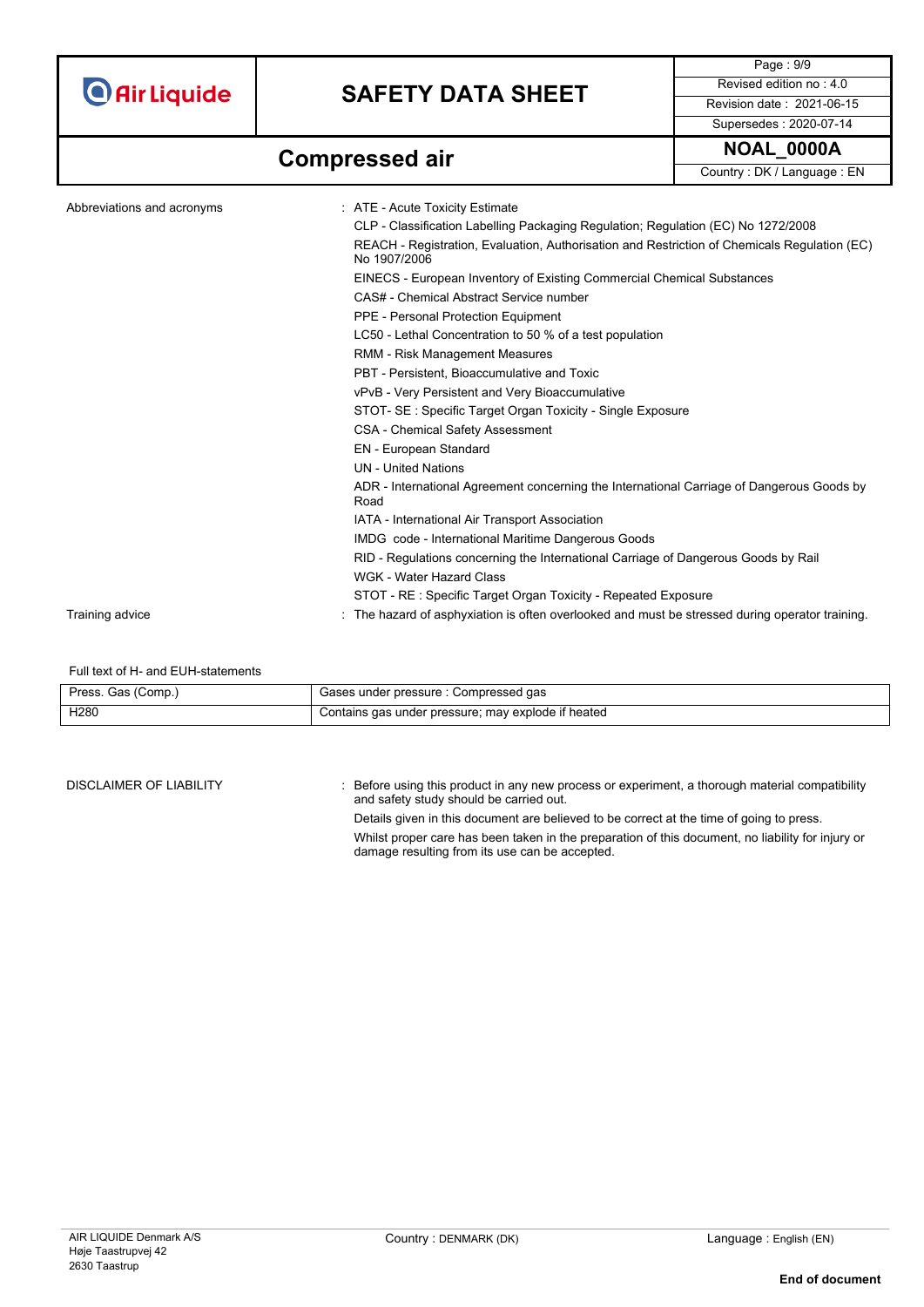Abbreviations and acronyms : ATE - Acute Toxicity Estimate

CLP - Classification Labelling Packaging Regulation; Regulation (EC) No 1272/2008

REACH - Registration, Evaluation, Authorisation and Restriction of Chemicals Regulation (EC) No 1907/2006

EINECS - European Inventory of Existing Commercial Chemical Substances

CAS# - Chemical Abstract Service number

PPE - Personal Protection Equipment

LC50 - Lethal Concentration to 50 % of a test population

RMM - Risk Management Measures

PBT - Persistent, Bioaccumulative and Toxic

vPvB - Very Persistent and Very Bioaccumulative

STOT- SE : Specific Target Organ Toxicity - Single Exposure

CSA - Chemical Safety Assessment

EN - European Standard

UN - United Nations

ADR - International Agreement concerning the International Carriage of Dangerous Goods by Road

IATA - International Air Transport Association

IMDG code - International Maritime Dangerous Goods

RID - Regulations concerning the International Carriage of Dangerous Goods by Rail

WGK - Water Hazard Class

STOT - RE : Specific Target Organ Toxicity - Repeated Exposure

Training advice : The hazard of asphyxiation is often overlooked and must be stressed during operator training.

Full text of H- and EUH-statements

| | |
|---|---|
| Press. Gas (Comp.) | Gases under pressure : Compressed gas |
| H280 | Contains gas under pressure; may explode if heated |

DISCLAIMER OF LIABILITY : Before using this product in any new process or experiment, a thorough material compatibility and safety study should be carried out.

Details given in this document are believed to be correct at the time of going to press.

Whilst proper care has been taken in the preparation of this document, no liability for injury or damage resulting from its use can be accepted.

End of document